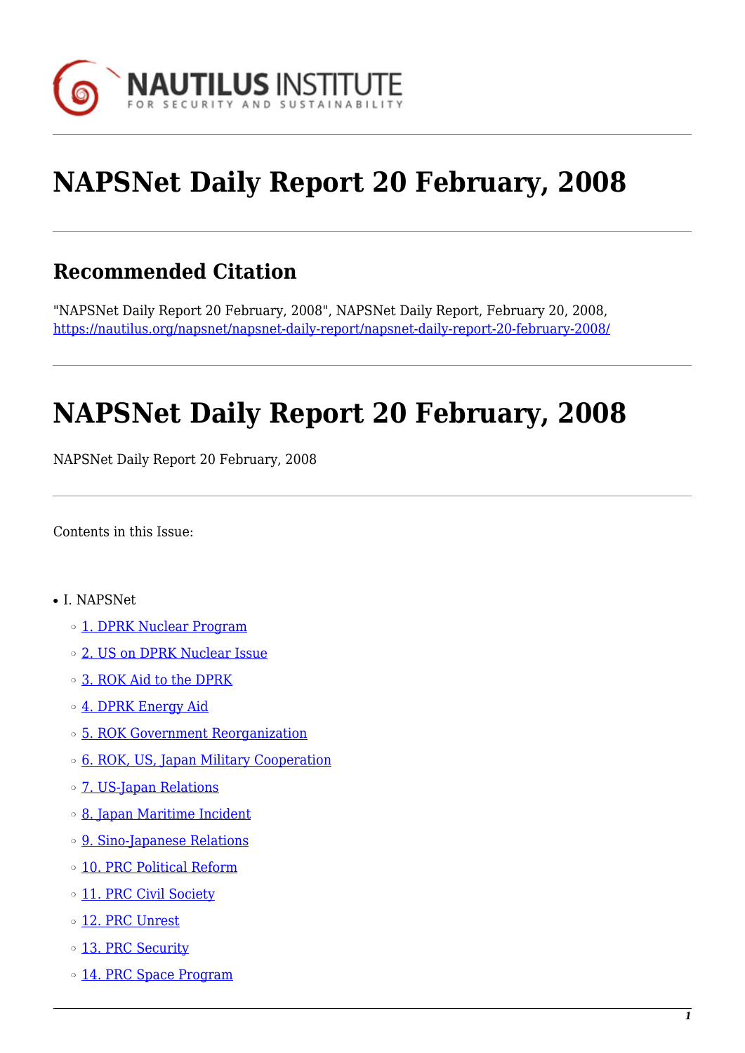NAUTILUS INSTITUTE
FOR SECURITY AND SUSTAINABILITY

# NAPSNet Daily Report 20 February, 2008

## Recommended Citation

"NAPSNet Daily Report 20 February, 2008", NAPSNet Daily Report, February 20, 2008, https://nautilus.org/napsnet/napsnet-daily-report/napsnet-daily-report-20-february-2008/

# NAPSNet Daily Report 20 February, 2008

NAPSNet Daily Report 20 February, 2008

Contents in this Issue:

- I. NAPSNet
  - 1. DPRK Nuclear Program
  - 2. US on DPRK Nuclear Issue
  - 3. ROK Aid to the DPRK
  - 4. DPRK Energy Aid
  - 5. ROK Government Reorganization
  - 6. ROK, US, Japan Military Cooperation
  - 7. US-Japan Relations
  - 8. Japan Maritime Incident
  - 9. Sino-Japanese Relations
  - 10. PRC Political Reform
  - 11. PRC Civil Society
  - 12. PRC Unrest
  - 13. PRC Security
  - 14. PRC Space Program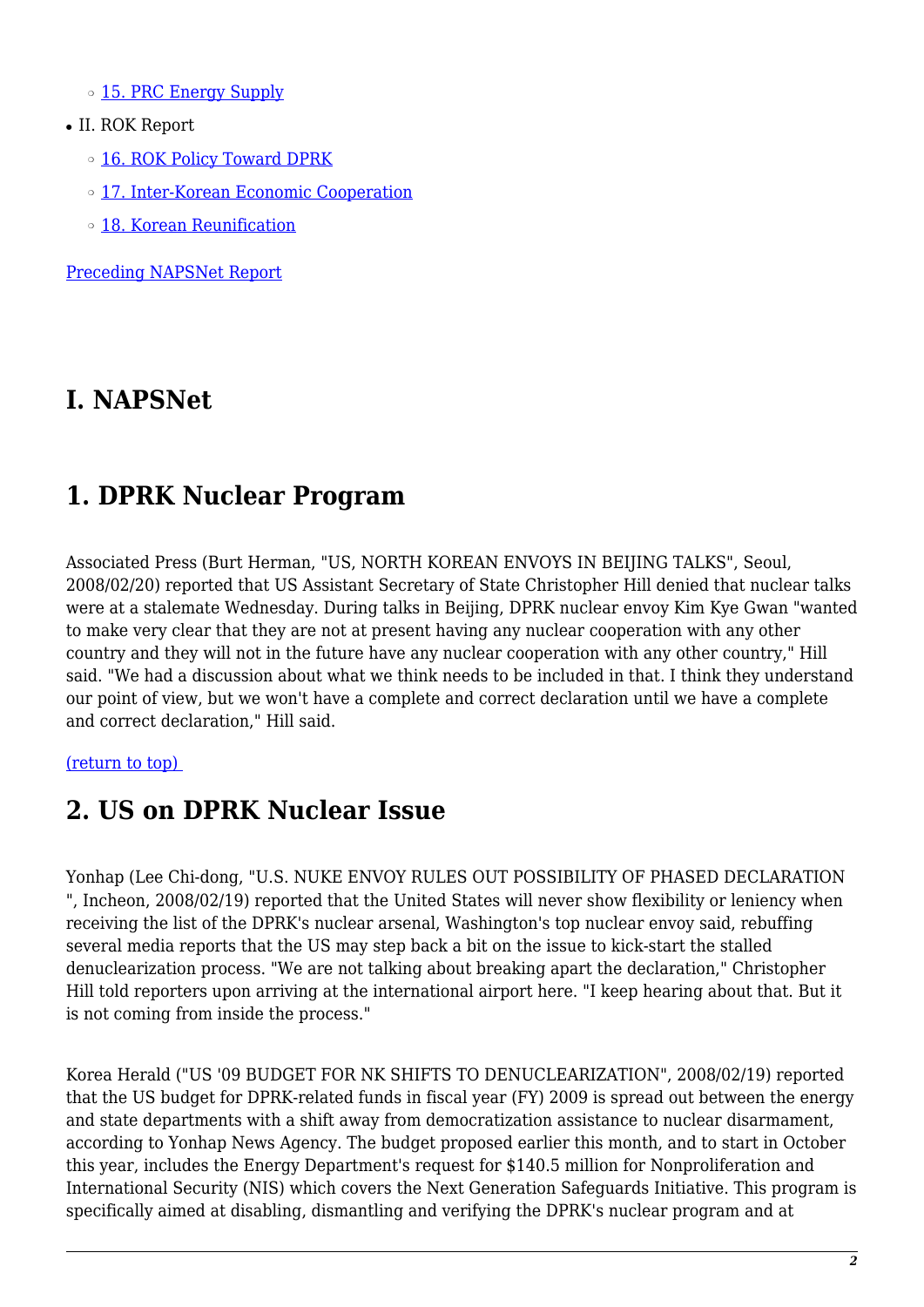- 15. PRC Energy Supply

- II. ROK Report
  - 16. ROK Policy Toward DPRK
  - 17. Inter-Korean Economic Cooperation
  - 18. Korean Reunification

Preceding NAPSNet Report

# I. NAPSNet

## 1. DPRK Nuclear Program

Associated Press (Burt Herman, "US, NORTH KOREAN ENVOYS IN BEIJING TALKS", Seoul, 2008/02/20) reported that US Assistant Secretary of State Christopher Hill denied that nuclear talks were at a stalemate Wednesday. During talks in Beijing, DPRK nuclear envoy Kim Kye Gwan "wanted to make very clear that they are not at present having any nuclear cooperation with any other country and they will not in the future have any nuclear cooperation with any other country," Hill said. "We had a discussion about what we think needs to be included in that. I think they understand our point of view, but we won't have a complete and correct declaration until we have a complete and correct declaration," Hill said.

(return to top)

## 2. US on DPRK Nuclear Issue

Yonhap (Lee Chi-dong, "U.S. NUKE ENVOY RULES OUT POSSIBILITY OF PHASED DECLARATION ", Incheon, 2008/02/19) reported that the United States will never show flexibility or leniency when receiving the list of the DPRK's nuclear arsenal, Washington's top nuclear envoy said, rebuffing several media reports that the US may step back a bit on the issue to kick-start the stalled denuclearization process. "We are not talking about breaking apart the declaration," Christopher Hill told reporters upon arriving at the international airport here. "I keep hearing about that. But it is not coming from inside the process."

Korea Herald ("US '09 BUDGET FOR NK SHIFTS TO DENUCLEARIZATION", 2008/02/19) reported that the US budget for DPRK-related funds in fiscal year (FY) 2009 is spread out between the energy and state departments with a shift away from democratization assistance to nuclear disarmament, according to Yonhap News Agency. The budget proposed earlier this month, and to start in October this year, includes the Energy Department's request for $140.5 million for Nonproliferation and International Security (NIS) which covers the Next Generation Safeguards Initiative. This program is specifically aimed at disabling, dismantling and verifying the DPRK's nuclear program and at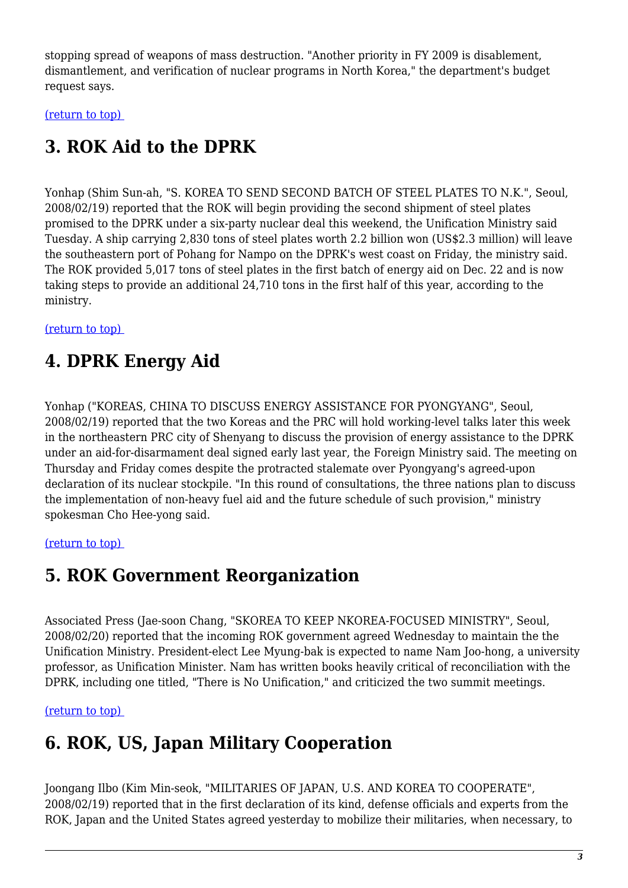stopping spread of weapons of mass destruction. "Another priority in FY 2009 is disablement, dismantlement, and verification of nuclear programs in North Korea," the department's budget request says.

(return to top)

## 3. ROK Aid to the DPRK

Yonhap (Shim Sun-ah, "S. KOREA TO SEND SECOND BATCH OF STEEL PLATES TO N.K.", Seoul, 2008/02/19) reported that the ROK will begin providing the second shipment of steel plates promised to the DPRK under a six-party nuclear deal this weekend, the Unification Ministry said Tuesday. A ship carrying 2,830 tons of steel plates worth 2.2 billion won (US$2.3 million) will leave the southeastern port of Pohang for Nampo on the DPRK's west coast on Friday, the ministry said. The ROK provided 5,017 tons of steel plates in the first batch of energy aid on Dec. 22 and is now taking steps to provide an additional 24,710 tons in the first half of this year, according to the ministry.

(return to top)

## 4. DPRK Energy Aid

Yonhap ("KOREAS, CHINA TO DISCUSS ENERGY ASSISTANCE FOR PYONGYANG", Seoul, 2008/02/19) reported that the two Koreas and the PRC will hold working-level talks later this week in the northeastern PRC city of Shenyang to discuss the provision of energy assistance to the DPRK under an aid-for-disarmament deal signed early last year, the Foreign Ministry said. The meeting on Thursday and Friday comes despite the protracted stalemate over Pyongyang's agreed-upon declaration of its nuclear stockpile. "In this round of consultations, the three nations plan to discuss the implementation of non-heavy fuel aid and the future schedule of such provision," ministry spokesman Cho Hee-yong said.

(return to top)

## 5. ROK Government Reorganization

Associated Press (Jae-soon Chang, "SKOREA TO KEEP NKOREA-FOCUSED MINISTRY", Seoul, 2008/02/20) reported that the incoming ROK government agreed Wednesday to maintain the the Unification Ministry. President-elect Lee Myung-bak is expected to name Nam Joo-hong, a university professor, as Unification Minister. Nam has written books heavily critical of reconciliation with the DPRK, including one titled, "There is No Unification," and criticized the two summit meetings.

(return to top)

## 6. ROK, US, Japan Military Cooperation

Joongang Ilbo (Kim Min-seok, "MILITARIES OF JAPAN, U.S. AND KOREA TO COOPERATE", 2008/02/19) reported that in the first declaration of its kind, defense officials and experts from the ROK, Japan and the United States agreed yesterday to mobilize their militaries, when necessary, to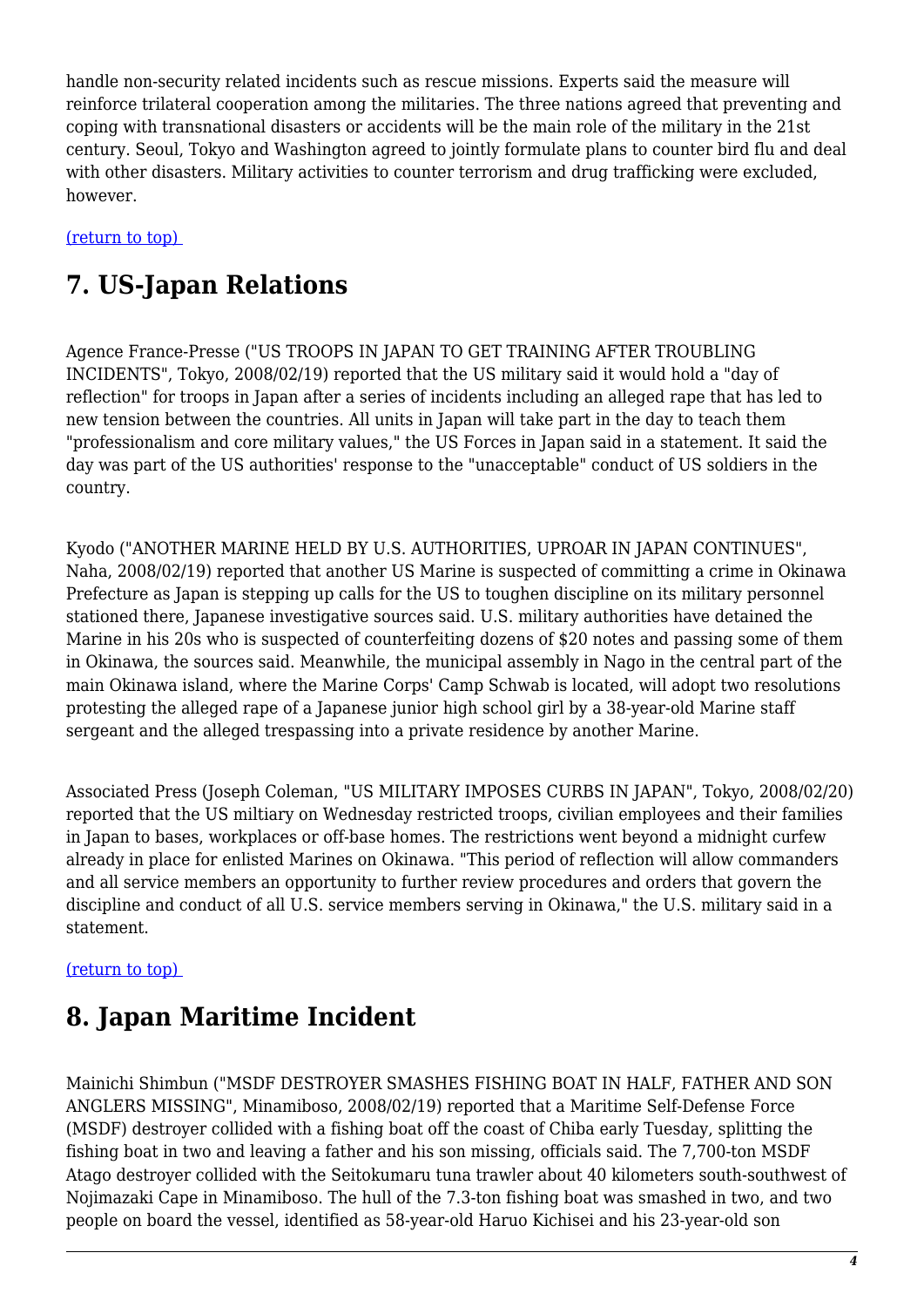handle non-security related incidents such as rescue missions. Experts said the measure will reinforce trilateral cooperation among the militaries. The three nations agreed that preventing and coping with transnational disasters or accidents will be the main role of the military in the 21st century. Seoul, Tokyo and Washington agreed to jointly formulate plans to counter bird flu and deal with other disasters. Military activities to counter terrorism and drug trafficking were excluded, however.

(return to top)

## 7. US-Japan Relations

Agence France-Presse ("US TROOPS IN JAPAN TO GET TRAINING AFTER TROUBLING INCIDENTS", Tokyo, 2008/02/19) reported that the US military said it would hold a "day of reflection" for troops in Japan after a series of incidents including an alleged rape that has led to new tension between the countries. All units in Japan will take part in the day to teach them "professionalism and core military values," the US Forces in Japan said in a statement. It said the day was part of the US authorities' response to the "unacceptable" conduct of US soldiers in the country.

Kyodo ("ANOTHER MARINE HELD BY U.S. AUTHORITIES, UPROAR IN JAPAN CONTINUES", Naha, 2008/02/19) reported that another US Marine is suspected of committing a crime in Okinawa Prefecture as Japan is stepping up calls for the US to toughen discipline on its military personnel stationed there, Japanese investigative sources said. U.S. military authorities have detained the Marine in his 20s who is suspected of counterfeiting dozens of $20 notes and passing some of them in Okinawa, the sources said. Meanwhile, the municipal assembly in Nago in the central part of the main Okinawa island, where the Marine Corps' Camp Schwab is located, will adopt two resolutions protesting the alleged rape of a Japanese junior high school girl by a 38-year-old Marine staff sergeant and the alleged trespassing into a private residence by another Marine.

Associated Press (Joseph Coleman, "US MILITARY IMPOSES CURBS IN JAPAN", Tokyo, 2008/02/20) reported that the US miltiary on Wednesday restricted troops, civilian employees and their families in Japan to bases, workplaces or off-base homes. The restrictions went beyond a midnight curfew already in place for enlisted Marines on Okinawa. "This period of reflection will allow commanders and all service members an opportunity to further review procedures and orders that govern the discipline and conduct of all U.S. service members serving in Okinawa," the U.S. military said in a statement.

(return to top)

## 8. Japan Maritime Incident

Mainichi Shimbun ("MSDF DESTROYER SMASHES FISHING BOAT IN HALF, FATHER AND SON ANGLERS MISSING", Minamiboso, 2008/02/19) reported that a Maritime Self-Defense Force (MSDF) destroyer collided with a fishing boat off the coast of Chiba early Tuesday, splitting the fishing boat in two and leaving a father and his son missing, officials said. The 7,700-ton MSDF Atago destroyer collided with the Seitokumaru tuna trawler about 40 kilometers south-southwest of Nojimazaki Cape in Minamiboso. The hull of the 7.3-ton fishing boat was smashed in two, and two people on board the vessel, identified as 58-year-old Haruo Kichisei and his 23-year-old son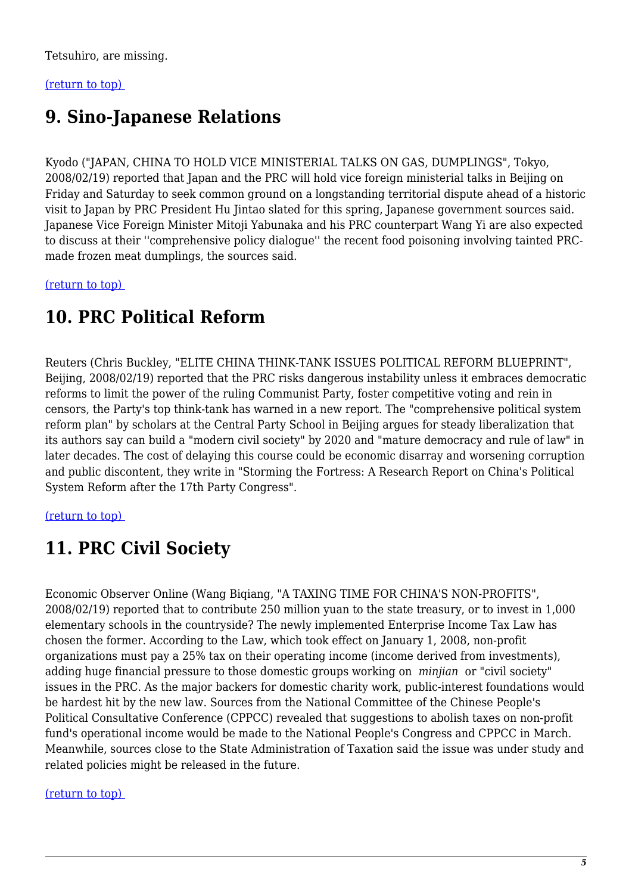Tetsuhiro, are missing.

(return to top)

## 9. Sino-Japanese Relations

Kyodo ("JAPAN, CHINA TO HOLD VICE MINISTERIAL TALKS ON GAS, DUMPLINGS", Tokyo, 2008/02/19) reported that Japan and the PRC will hold vice foreign ministerial talks in Beijing on Friday and Saturday to seek common ground on a longstanding territorial dispute ahead of a historic visit to Japan by PRC President Hu Jintao slated for this spring, Japanese government sources said. Japanese Vice Foreign Minister Mitoji Yabunaka and his PRC counterpart Wang Yi are also expected to discuss at their ''comprehensive policy dialogue'' the recent food poisoning involving tainted PRC-made frozen meat dumplings, the sources said.

(return to top)

## 10. PRC Political Reform

Reuters (Chris Buckley, "ELITE CHINA THINK-TANK ISSUES POLITICAL REFORM BLUEPRINT", Beijing, 2008/02/19) reported that the PRC risks dangerous instability unless it embraces democratic reforms to limit the power of the ruling Communist Party, foster competitive voting and rein in censors, the Party's top think-tank has warned in a new report. The "comprehensive political system reform plan" by scholars at the Central Party School in Beijing argues for steady liberalization that its authors say can build a "modern civil society" by 2020 and "mature democracy and rule of law" in later decades. The cost of delaying this course could be economic disarray and worsening corruption and public discontent, they write in "Storming the Fortress: A Research Report on China's Political System Reform after the 17th Party Congress".

(return to top)

## 11. PRC Civil Society

Economic Observer Online (Wang Biqiang, "A TAXING TIME FOR CHINA'S NON-PROFITS", 2008/02/19) reported that to contribute 250 million yuan to the state treasury, or to invest in 1,000 elementary schools in the countryside? The newly implemented Enterprise Income Tax Law has chosen the former. According to the Law, which took effect on January 1, 2008, non-profit organizations must pay a 25% tax on their operating income (income derived from investments), adding huge financial pressure to those domestic groups working on *minjian* or "civil society" issues in the PRC. As the major backers for domestic charity work, public-interest foundations would be hardest hit by the new law. Sources from the National Committee of the Chinese People's Political Consultative Conference (CPPCC) revealed that suggestions to abolish taxes on non-profit fund's operational income would be made to the National People's Congress and CPPCC in March. Meanwhile, sources close to the State Administration of Taxation said the issue was under study and related policies might be released in the future.

(return to top)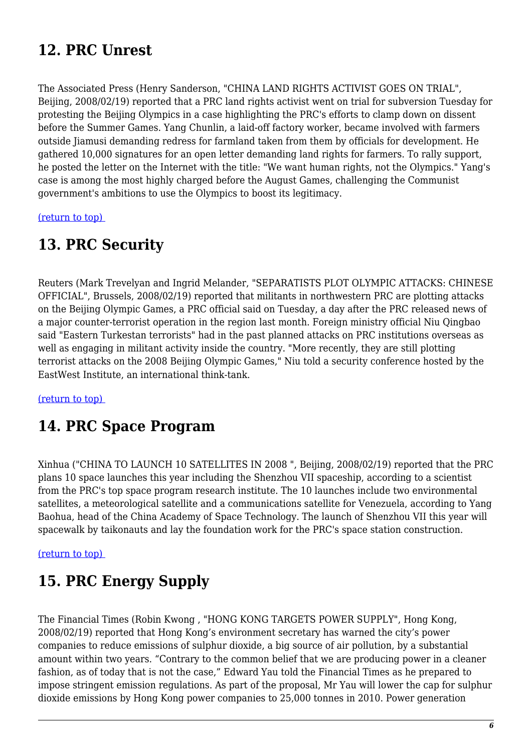## 12. PRC Unrest

The Associated Press (Henry Sanderson, "CHINA LAND RIGHTS ACTIVIST GOES ON TRIAL", Beijing, 2008/02/19) reported that a PRC land rights activist went on trial for subversion Tuesday for protesting the Beijing Olympics in a case highlighting the PRC's efforts to clamp down on dissent before the Summer Games. Yang Chunlin, a laid-off factory worker, became involved with farmers outside Jiamusi demanding redress for farmland taken from them by officials for development. He gathered 10,000 signatures for an open letter demanding land rights for farmers. To rally support, he posted the letter on the Internet with the title: "We want human rights, not the Olympics." Yang's case is among the most highly charged before the August Games, challenging the Communist government's ambitions to use the Olympics to boost its legitimacy.

(return to top)

## 13. PRC Security

Reuters (Mark Trevelyan and Ingrid Melander, "SEPARATISTS PLOT OLYMPIC ATTACKS: CHINESE OFFICIAL", Brussels, 2008/02/19) reported that militants in northwestern PRC are plotting attacks on the Beijing Olympic Games, a PRC official said on Tuesday, a day after the PRC released news of a major counter-terrorist operation in the region last month. Foreign ministry official Niu Qingbao said "Eastern Turkestan terrorists" had in the past planned attacks on PRC institutions overseas as well as engaging in militant activity inside the country. "More recently, they are still plotting terrorist attacks on the 2008 Beijing Olympic Games," Niu told a security conference hosted by the EastWest Institute, an international think-tank.

(return to top)

## 14. PRC Space Program

Xinhua ("CHINA TO LAUNCH 10 SATELLITES IN 2008 ", Beijing, 2008/02/19) reported that the PRC plans 10 space launches this year including the Shenzhou VII spaceship, according to a scientist from the PRC's top space program research institute. The 10 launches include two environmental satellites, a meteorological satellite and a communications satellite for Venezuela, according to Yang Baohua, head of the China Academy of Space Technology. The launch of Shenzhou VII this year will spacewalk by taikonauts and lay the foundation work for the PRC's space station construction.

(return to top)

## 15. PRC Energy Supply

The Financial Times (Robin Kwong , "HONG KONG TARGETS POWER SUPPLY", Hong Kong, 2008/02/19) reported that Hong Kong's environment secretary has warned the city's power companies to reduce emissions of sulphur dioxide, a big source of air pollution, by a substantial amount within two years. "Contrary to the common belief that we are producing power in a cleaner fashion, as of today that is not the case," Edward Yau told the Financial Times as he prepared to impose stringent emission regulations. As part of the proposal, Mr Yau will lower the cap for sulphur dioxide emissions by Hong Kong power companies to 25,000 tonnes in 2010. Power generation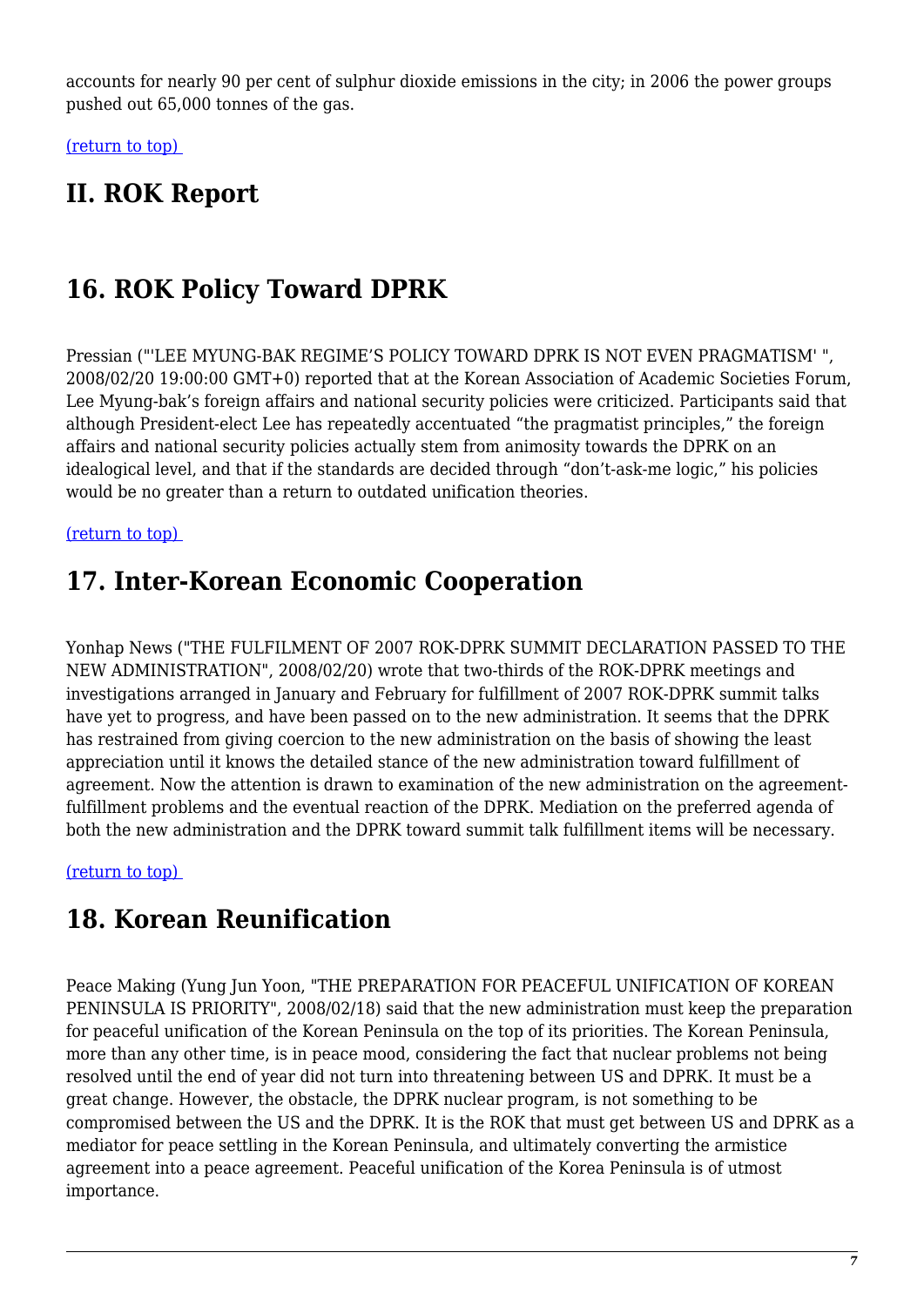accounts for nearly 90 per cent of sulphur dioxide emissions in the city; in 2006 the power groups pushed out 65,000 tonnes of the gas.

(return to top)

# II. ROK Report

# 16. ROK Policy Toward DPRK

Pressian ("'LEE MYUNG-BAK REGIME'S POLICY TOWARD DPRK IS NOT EVEN PRAGMATISM' ", 2008/02/20 19:00:00 GMT+0) reported that at the Korean Association of Academic Societies Forum, Lee Myung-bak's foreign affairs and national security policies were criticized. Participants said that although President-elect Lee has repeatedly accentuated "the pragmatist principles," the foreign affairs and national security policies actually stem from animosity towards the DPRK on an idealogical level, and that if the standards are decided through "don't-ask-me logic," his policies would be no greater than a return to outdated unification theories.

(return to top)

# 17. Inter-Korean Economic Cooperation

Yonhap News ("THE FULFILMENT OF 2007 ROK-DPRK SUMMIT DECLARATION PASSED TO THE NEW ADMINISTRATION", 2008/02/20) wrote that two-thirds of the ROK-DPRK meetings and investigations arranged in January and February for fulfillment of 2007 ROK-DPRK summit talks have yet to progress, and have been passed on to the new administration. It seems that the DPRK has restrained from giving coercion to the new administration on the basis of showing the least appreciation until it knows the detailed stance of the new administration toward fulfillment of agreement. Now the attention is drawn to examination of the new administration on the agreement-fulfillment problems and the eventual reaction of the DPRK. Mediation on the preferred agenda of both the new administration and the DPRK toward summit talk fulfillment items will be necessary.

(return to top)

# 18. Korean Reunification

Peace Making (Yung Jun Yoon, "THE PREPARATION FOR PEACEFUL UNIFICATION OF KOREAN PENINSULA IS PRIORITY", 2008/02/18) said that the new administration must keep the preparation for peaceful unification of the Korean Peninsula on the top of its priorities. The Korean Peninsula, more than any other time, is in peace mood, considering the fact that nuclear problems not being resolved until the end of year did not turn into threatening between US and DPRK. It must be a great change. However, the obstacle, the DPRK nuclear program, is not something to be compromised between the US and the DPRK. It is the ROK that must get between US and DPRK as a mediator for peace settling in the Korean Peninsula, and ultimately converting the armistice agreement into a peace agreement. Peaceful unification of the Korea Peninsula is of utmost importance.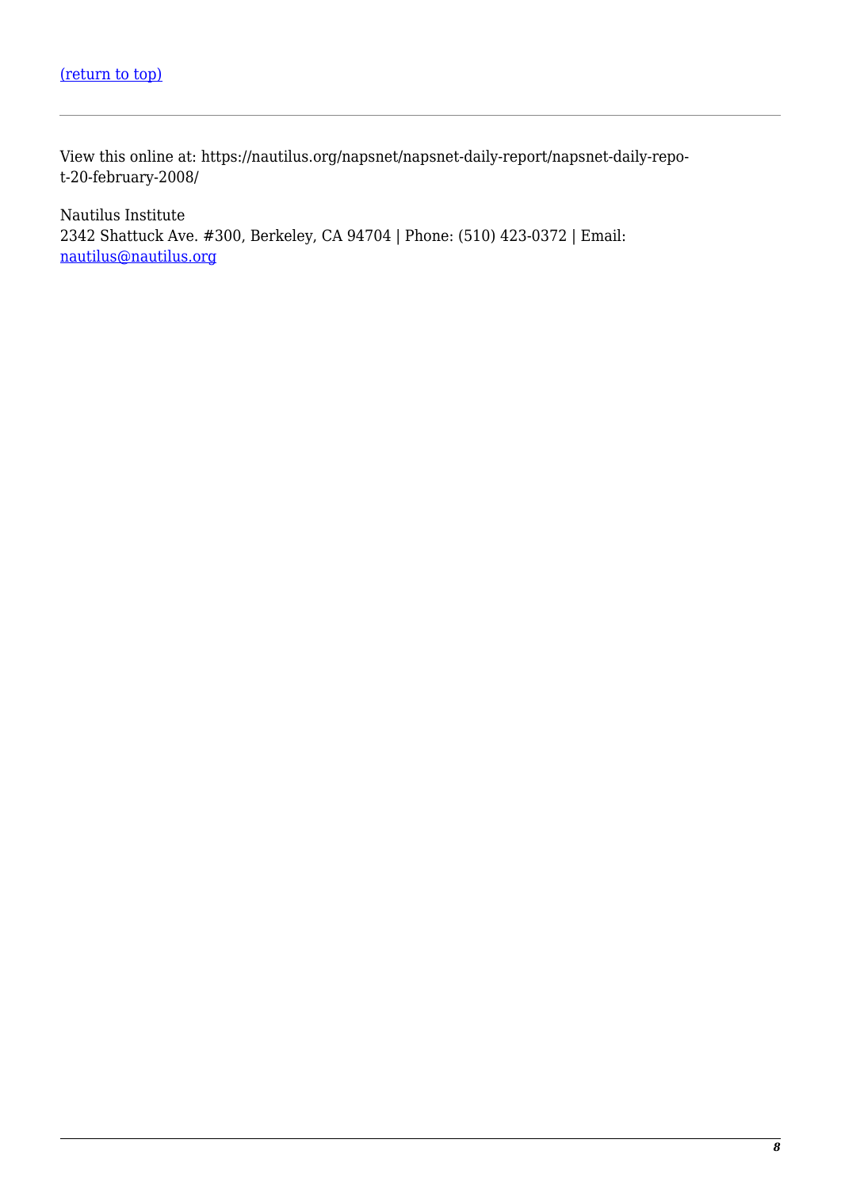[(return to top)](#)

---

View this online at: https://nautilus.org/napsnet/napsnet-daily-report/napsnet-daily-report-20-february-2008/

Nautilus Institute
2342 Shattuck Ave. #300, Berkeley, CA 94704 | Phone: (510) 423-0372 | Email: [nautilus@nautilus.org](mailto:nautilus@nautilus.org)